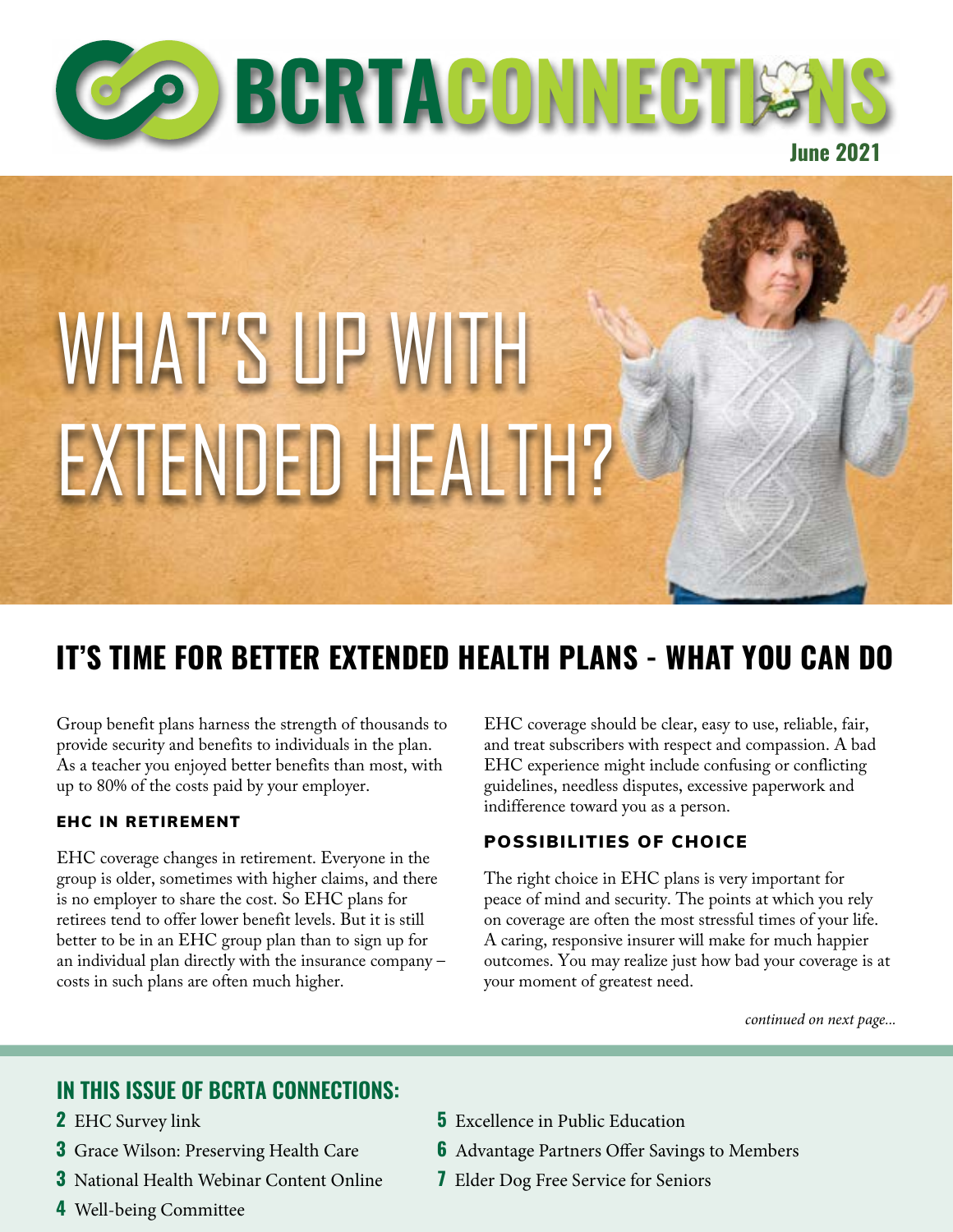# BCRTA CONNECTIONS

June 2021

# WHAT'S UP WITH EXTENDED HEALTH?

## IT'S TIME FOR BETTER EXTENDED HEALTH PLANS - WHAT YOU CAN DO

Group benefit plans harness the strength of thousands to provide security and benefits to individuals in the plan. As a teacher you enjoyed better benefits than most, with up to 80% of the costs paid by your employer.

### EHC IN RETIREMENT

EHC coverage changes in retirement. Everyone in the group is older, sometimes with higher claims, and there is no employer to share the cost. So EHC plans for retirees tend to offer lower benefit levels. But it is still better to be in an EHC group plan than to sign up for an individual plan directly with the insurance company – costs in such plans are often much higher.

EHC coverage should be clear, easy to use, reliable, fair, and treat subscribers with respect and compassion. A bad EHC experience might include confusing or conflicting guidelines, needless disputes, excessive paperwork and indifference toward you as a person.

### POSSIBILITIES OF CHOICE

The right choice in EHC plans is very important for peace of mind and security. The points at which you rely on coverage are often the most stressful times of your life. A caring, responsive insurer will make for much happier outcomes. You may realize just how bad your coverage is at your moment of greatest need.

*continued on next page...*

## IN THIS ISSUE OF BCRTA CONNECTIONS:

- **2** EHC Survey link
- **3** Grace Wilson: Preserving Health Care
- **3** National Health Webinar Content Online
- **4** Well-being Committee
- **5** Excellence in Public Education
- **6** Advantage Partners Offer Savings to Members
- **7** Elder Dog Free Service for Seniors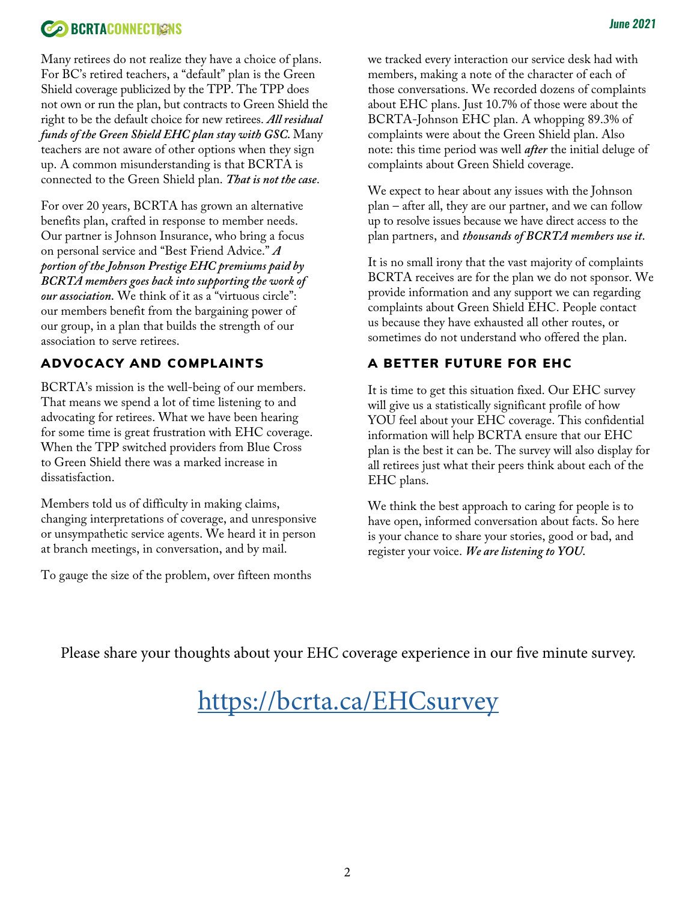Many retirees do not realize they have a choice of plans. For BC's retired teachers, a "default" plan is the Green Shield coverage publicized by the TPP. The TPP does not own or run the plan, but contracts to Green Shield the right to be the default choice for new retirees. ***All residual funds of the Green Shield EHC plan stay with GSC.*** Many teachers are not aware of other options when they sign up. A common misunderstanding is that BCRTA is connected to the Green Shield plan. ***That is not the case***.

For over 20 years, BCRTA has grown an alternative benefits plan, crafted in response to member needs. Our partner is Johnson Insurance, who bring a focus on personal service and "Best Friend Advice." ***A portion of the Johnson Prestige EHC premiums paid by BCRTA members goes back into supporting the work of our association.*** We think of it as a "virtuous circle": our members benefit from the bargaining power of our group, in a plan that builds the strength of our association to serve retirees.

## ADVOCACY AND COMPLAINTS

BCRTA's mission is the well-being of our members. That means we spend a lot of time listening to and advocating for retirees. What we have been hearing for some time is great frustration with EHC coverage. When the TPP switched providers from Blue Cross to Green Shield there was a marked increase in dissatisfaction.

Members told us of difficulty in making claims, changing interpretations of coverage, and unresponsive or unsympathetic service agents. We heard it in person at branch meetings, in conversation, and by mail.

To gauge the size of the problem, over fifteen months we tracked every interaction our service desk had with members, making a note of the character of each of those conversations. We recorded dozens of complaints about EHC plans. Just 10.7% of those were about the BCRTA-Johnson EHC plan. A whopping 89.3% of complaints were about the Green Shield plan. Also note: this time period was well ***after*** the initial deluge of complaints about Green Shield coverage.

We expect to hear about any issues with the Johnson plan – after all, they are our partner, and we can follow up to resolve issues because we have direct access to the plan partners, and ***thousands of BCRTA members use it***.

It is no small irony that the vast majority of complaints BCRTA receives are for the plan we do not sponsor. We provide information and any support we can regarding complaints about Green Shield EHC. People contact us because they have exhausted all other routes, or sometimes do not understand who offered the plan.

## A BETTER FUTURE FOR EHC

It is time to get this situation fixed. Our EHC survey will give us a statistically significant profile of how YOU feel about your EHC coverage. This confidential information will help BCRTA ensure that our EHC plan is the best it can be. The survey will also display for all retirees just what their peers think about each of the EHC plans.

We think the best approach to caring for people is to have open, informed conversation about facts. So here is your chance to share your stories, good or bad, and register your voice. ***We are listening to YOU.***

Please share your thoughts about your EHC coverage experience in our five minute survey.

[https://bcrta.ca/EHCsurvey](https://bcrta.ca/EHCsurvey)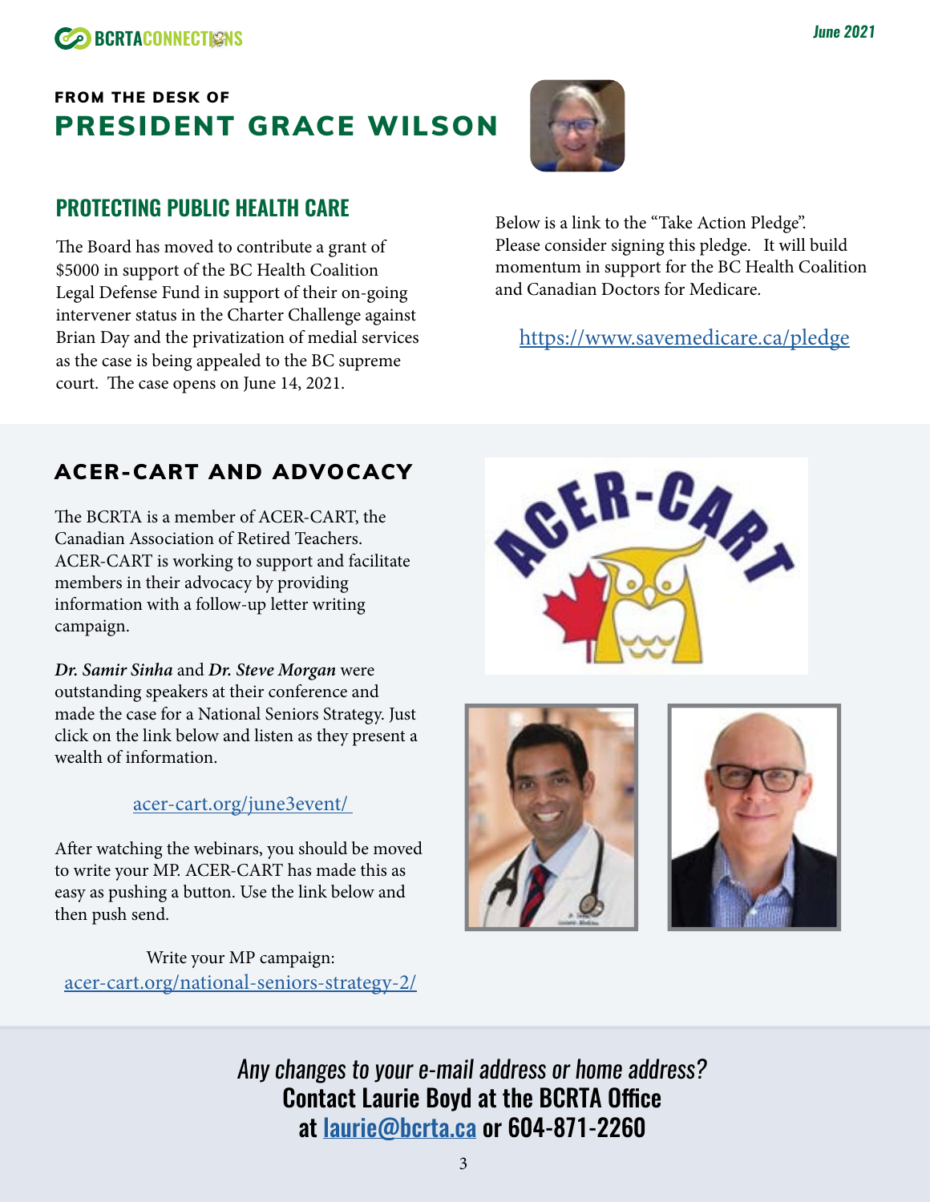FROM THE DESK OF

# PRESIDENT GRACE WILSON

## PROTECTING PUBLIC HEALTH CARE

The Board has moved to contribute a grant of $5000 in support of the BC Health Coalition Legal Defense Fund in support of their on-going intervener status in the Charter Challenge against Brian Day and the privatization of medial services as the case is being appealed to the BC supreme court. The case opens on June 14, 2021.

Below is a link to the "Take Action Pledge". Please consider signing this pledge. It will build momentum in support for the BC Health Coalition and Canadian Doctors for Medicare.

https://www.savemedicare.ca/pledge

## ACER-CART AND ADVOCACY

The BCRTA is a member of ACER-CART, the Canadian Association of Retired Teachers. ACER-CART is working to support and facilitate members in their advocacy by providing information with a follow-up letter writing campaign.

***Dr. Samir Sinha*** and ***Dr. Steve Morgan*** were outstanding speakers at their conference and made the case for a National Seniors Strategy. Just click on the link below and listen as they present a wealth of information.

acer-cart.org/june3event/

After watching the webinars, you should be moved to write your MP. ACER-CART has made this as easy as pushing a button. Use the link below and then push send.

Write your MP campaign:
acer-cart.org/national-seniors-strategy-2/

*Any changes to your e-mail address or home address?*
**Contact Laurie Boyd at the BCRTA Office at laurie@bcrta.ca or 604-871-2260**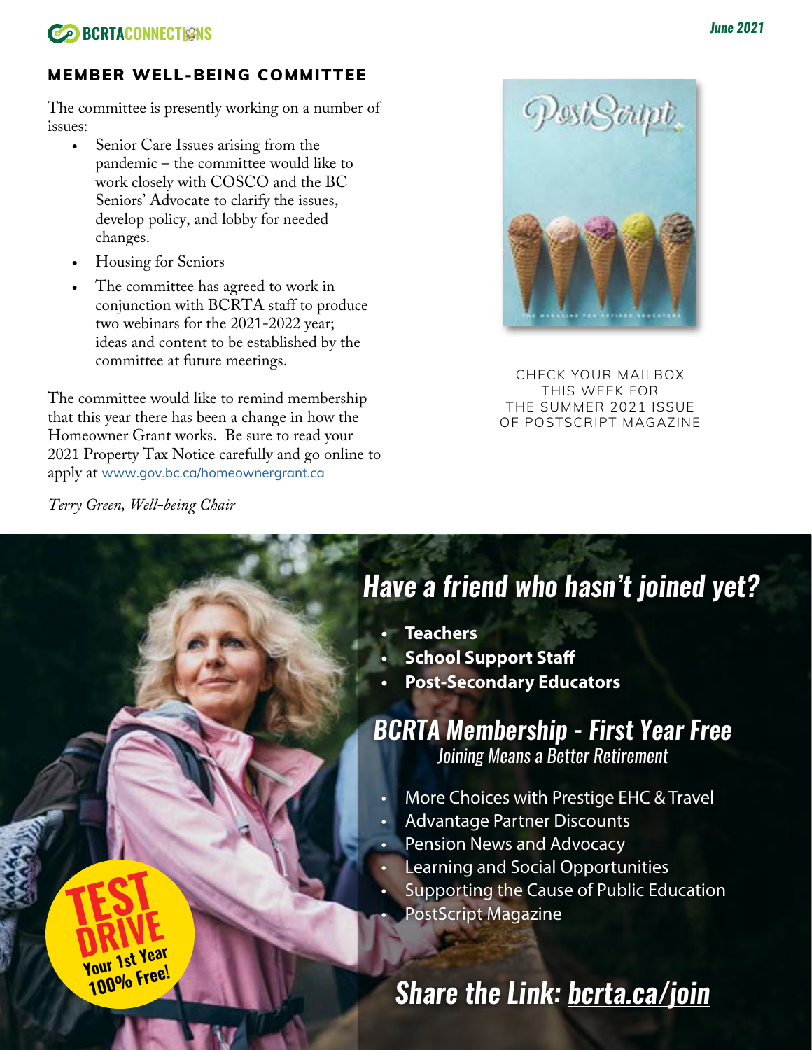## MEMBER WELL-BEING COMMITTEE

The committee is presently working on a number of issues:

- Senior Care Issues arising from the pandemic – the committee would like to work closely with COSCO and the BC Seniors' Advocate to clarify the issues, develop policy, and lobby for needed changes.
- Housing for Seniors
- The committee has agreed to work in conjunction with BCRTA staff to produce two webinars for the 2021-2022 year; ideas and content to be established by the committee at future meetings.

The committee would like to remind membership that this year there has been a change in how the Homeowner Grant works. Be sure to read your 2021 Property Tax Notice carefully and go online to apply at www.gov.bc.ca/homeownergrant.ca

*Terry Green, Well-being Chair*

CHECK YOUR MAILBOX THIS WEEK FOR THE SUMMER 2021 ISSUE OF POSTSCRIPT MAGAZINE

## *Have a friend who hasn't joined yet?*

- **Teachers**
- **School Support Staff**
- **Post-Secondary Educators**

### *BCRTA Membership - First Year Free*

*Joining Means a Better Retirement*

- More Choices with Prestige EHC & Travel
- Advantage Partner Discounts
- Pension News and Advocacy
- Learning and Social Opportunities
- Supporting the Cause of Public Education
- PostScript Magazine

**TEST DRIVE** Your 1st Year 100% Free!

### *Share the Link: bcrta.ca/join*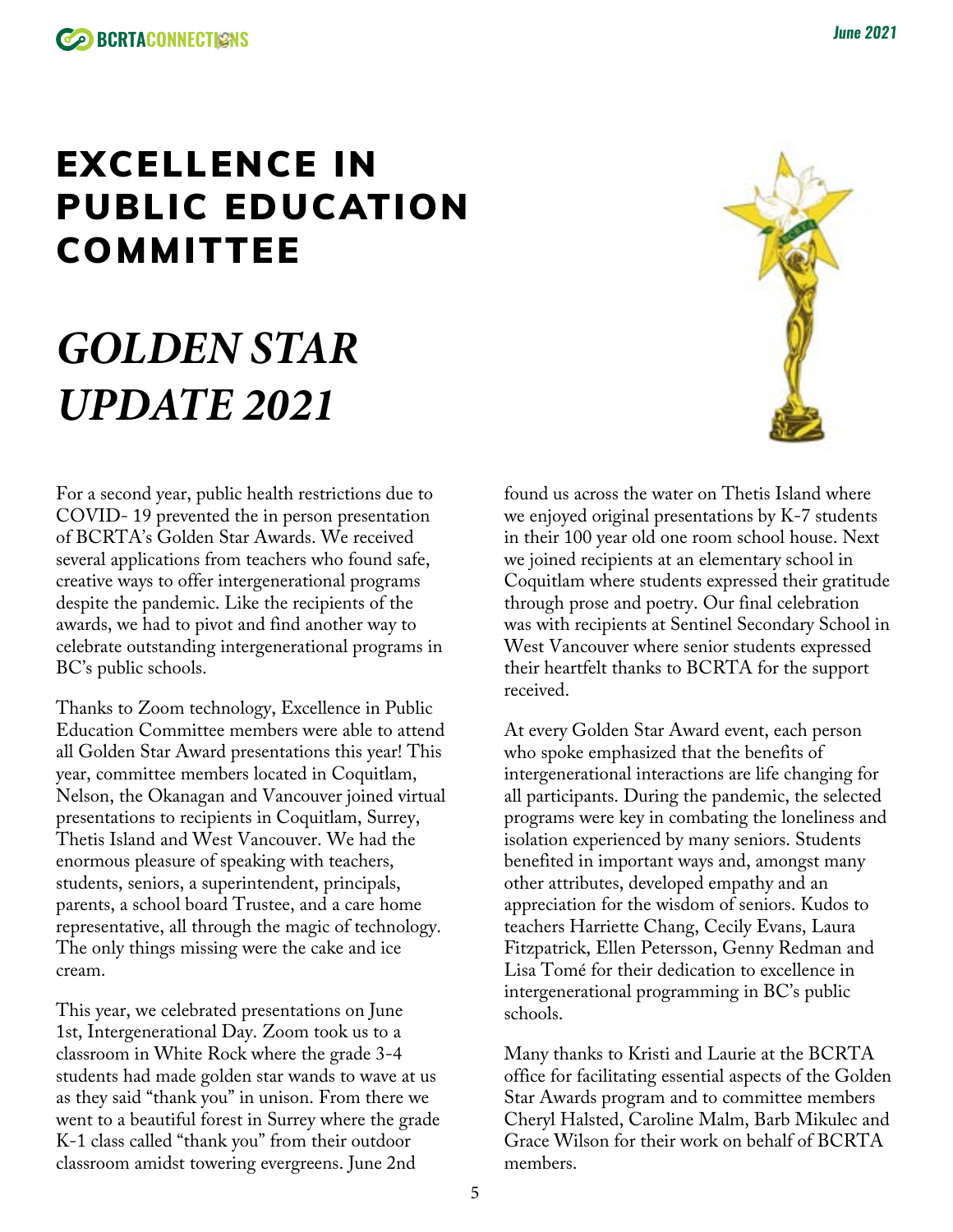# EXCELLENCE IN PUBLIC EDUCATION COMMITTEE

## *GOLDEN STAR UPDATE 2021*

For a second year, public health restrictions due to COVID- 19 prevented the in person presentation of BCRTA's Golden Star Awards. We received several applications from teachers who found safe, creative ways to offer intergenerational programs despite the pandemic. Like the recipients of the awards, we had to pivot and find another way to celebrate outstanding intergenerational programs in BC's public schools.

Thanks to Zoom technology, Excellence in Public Education Committee members were able to attend all Golden Star Award presentations this year! This year, committee members located in Coquitlam, Nelson, the Okanagan and Vancouver joined virtual presentations to recipients in Coquitlam, Surrey, Thetis Island and West Vancouver. We had the enormous pleasure of speaking with teachers, students, seniors, a superintendent, principals, parents, a school board Trustee, and a care home representative, all through the magic of technology. The only things missing were the cake and ice cream.

This year, we celebrated presentations on June 1st, Intergenerational Day. Zoom took us to a classroom in White Rock where the grade 3-4 students had made golden star wands to wave at us as they said "thank you" in unison. From there we went to a beautiful forest in Surrey where the grade K-1 class called "thank you" from their outdoor classroom amidst towering evergreens. June 2nd found us across the water on Thetis Island where we enjoyed original presentations by K-7 students in their 100 year old one room school house. Next we joined recipients at an elementary school in Coquitlam where students expressed their gratitude through prose and poetry. Our final celebration was with recipients at Sentinel Secondary School in West Vancouver where senior students expressed their heartfelt thanks to BCRTA for the support received.

At every Golden Star Award event, each person who spoke emphasized that the benefits of intergenerational interactions are life changing for all participants. During the pandemic, the selected programs were key in combating the loneliness and isolation experienced by many seniors. Students benefited in important ways and, amongst many other attributes, developed empathy and an appreciation for the wisdom of seniors. Kudos to teachers Harriette Chang, Cecily Evans, Laura Fitzpatrick, Ellen Petersson, Genny Redman and Lisa Tomé for their dedication to excellence in intergenerational programming in BC's public schools.

Many thanks to Kristi and Laurie at the BCRTA office for facilitating essential aspects of the Golden Star Awards program and to committee members Cheryl Halsted, Caroline Malm, Barb Mikulec and Grace Wilson for their work on behalf of BCRTA members.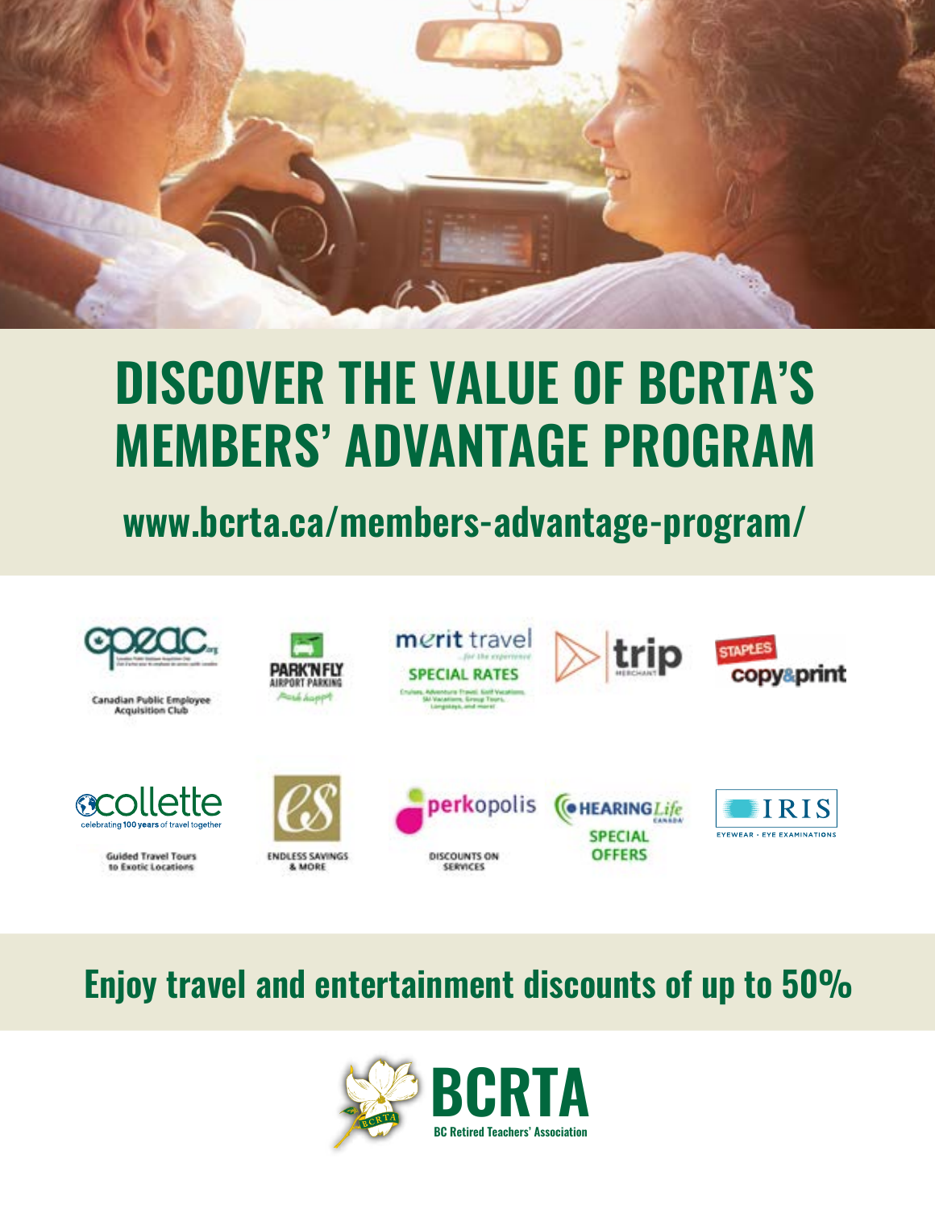# DISCOVER THE VALUE OF BCRTA'S MEMBERS' ADVANTAGE PROGRAM

## www.bcrta.ca/members-advantage-program/

cpeac.org
Canadian Public Employee Acquisition Club

PARK'N FLY AIRPORT PARKING
Park happy

merit travel ...for the experience
SPECIAL RATES
Cruises, Adventure Travel, Golf Vacations, Ski Vacations, Group Tours, Longstays, and more!

trip MERCHANT

STAPLES copy&print

collette
celebrating 100 years of travel together
Guided Travel Tours to Exotic Locations

ES
ENDLESS SAVINGS & MORE

perkopolis
DISCOUNTS ON SERVICES

HEARING Life CANADA
SPECIAL OFFERS

IRIS
EYEWEAR · EYE EXAMINATIONS

## Enjoy travel and entertainment discounts of up to 50%

**BCRTA**
BC Retired Teachers' Association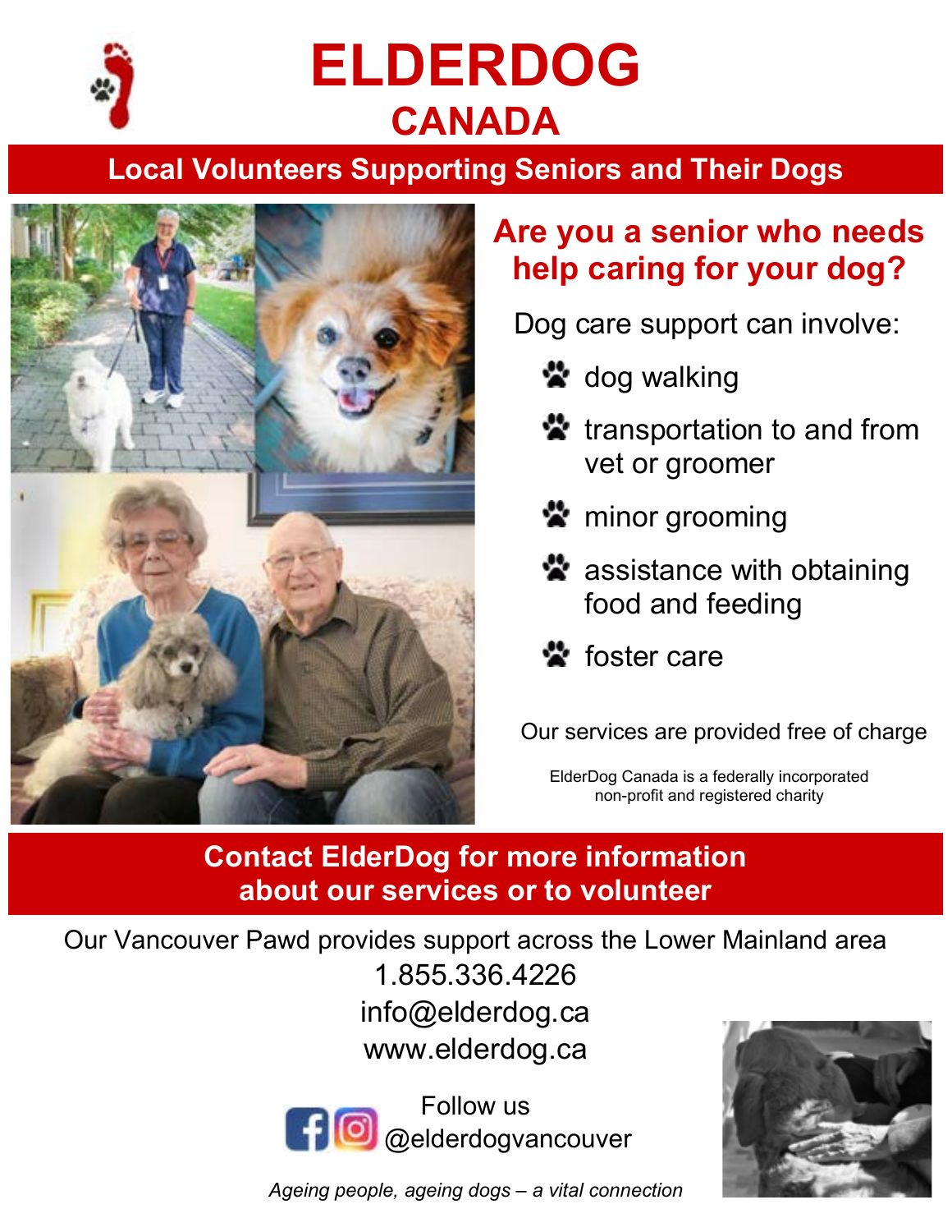# ELDERDOG
## CANADA

**Local Volunteers Supporting Seniors and Their Dogs**

## Are you a senior who needs help caring for your dog?

Dog care support can involve:

- dog walking
- transportation to and from vet or groomer
- minor grooming
- assistance with obtaining food and feeding
- foster care

Our services are provided free of charge

ElderDog Canada is a federally incorporated non-profit and registered charity

**Contact ElderDog for more information about our services or to volunteer**

Our Vancouver Pawd provides support across the Lower Mainland area

1.855.336.4226

info@elderdog.ca

www.elderdog.ca

Follow us
@elderdogvancouver

*Ageing people, ageing dogs – a vital connection*